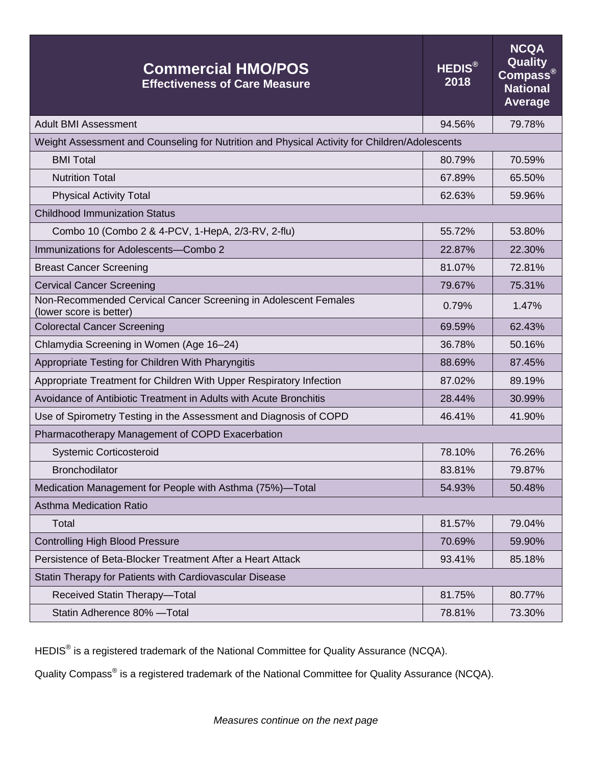| **Commercial HMO/POS**<br>**Effectiveness of Care Measure** | **HEDIS® 2018** | **NCQA Quality Compass® National Average** |
|---|---|---|
| Adult BMI Assessment | 94.56% | 79.78% |
| Weight Assessment and Counseling for Nutrition and Physical Activity for Children/Adolescents | | |
| BMI Total | 80.79% | 70.59% |
| Nutrition Total | 67.89% | 65.50% |
| Physical Activity Total | 62.63% | 59.96% |
| Childhood Immunization Status | | |
| Combo 10 (Combo 2 & 4-PCV, 1-HepA, 2/3-RV, 2-flu) | 55.72% | 53.80% |
| Immunizations for Adolescents—Combo 2 | 22.87% | 22.30% |
| Breast Cancer Screening | 81.07% | 72.81% |
| Cervical Cancer Screening | 79.67% | 75.31% |
| Non-Recommended Cervical Cancer Screening in Adolescent Females (lower score is better) | 0.79% | 1.47% |
| Colorectal Cancer Screening | 69.59% | 62.43% |
| Chlamydia Screening in Women (Age 16–24) | 36.78% | 50.16% |
| Appropriate Testing for Children With Pharyngitis | 88.69% | 87.45% |
| Appropriate Treatment for Children With Upper Respiratory Infection | 87.02% | 89.19% |
| Avoidance of Antibiotic Treatment in Adults with Acute Bronchitis | 28.44% | 30.99% |
| Use of Spirometry Testing in the Assessment and Diagnosis of COPD | 46.41% | 41.90% |
| Pharmacotherapy Management of COPD Exacerbation | | |
| Systemic Corticosteroid | 78.10% | 76.26% |
| Bronchodilator | 83.81% | 79.87% |
| Medication Management for People with Asthma (75%)—Total | 54.93% | 50.48% |
| Asthma Medication Ratio | | |
| Total | 81.57% | 79.04% |
| Controlling High Blood Pressure | 70.69% | 59.90% |
| Persistence of Beta-Blocker Treatment After a Heart Attack | 93.41% | 85.18% |
| Statin Therapy for Patients with Cardiovascular Disease | | |
| Received Statin Therapy—Total | 81.75% | 80.77% |
| Statin Adherence 80% —Total | 78.81% | 73.30% |

HEDIS® is a registered trademark of the National Committee for Quality Assurance (NCQA).

Quality Compass® is a registered trademark of the National Committee for Quality Assurance (NCQA).

*Measures continue on the next page*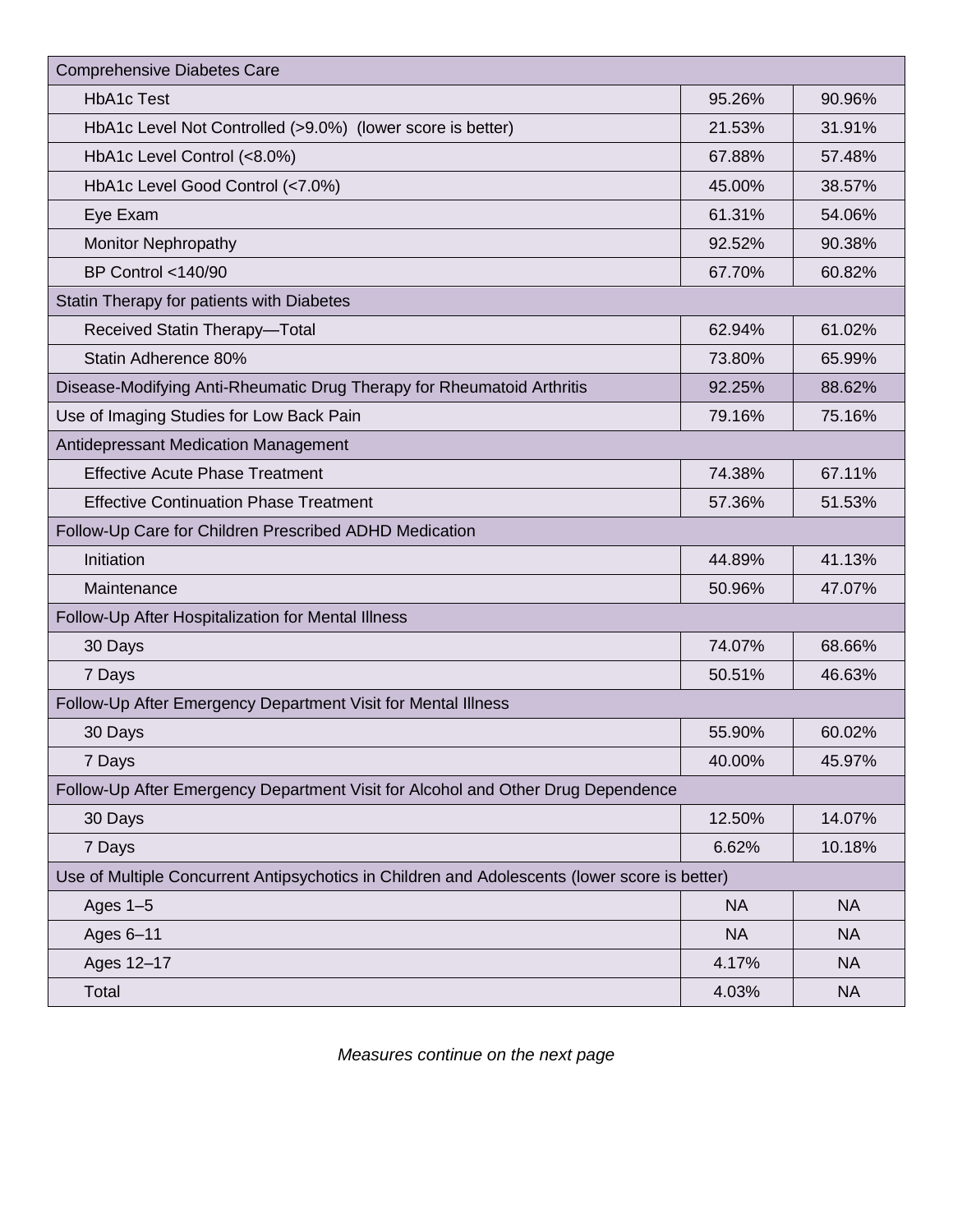| | | |
|---|---|---|
| Comprehensive Diabetes Care | | |
| HbA1c Test | 95.26% | 90.96% |
| HbA1c Level Not Controlled (>9.0%) (lower score is better) | 21.53% | 31.91% |
| HbA1c Level Control (<8.0%) | 67.88% | 57.48% |
| HbA1c Level Good Control (<7.0%) | 45.00% | 38.57% |
| Eye Exam | 61.31% | 54.06% |
| Monitor Nephropathy | 92.52% | 90.38% |
| BP Control <140/90 | 67.70% | 60.82% |
| Statin Therapy for patients with Diabetes | | |
| Received Statin Therapy—Total | 62.94% | 61.02% |
| Statin Adherence 80% | 73.80% | 65.99% |
| Disease-Modifying Anti-Rheumatic Drug Therapy for Rheumatoid Arthritis | 92.25% | 88.62% |
| Use of Imaging Studies for Low Back Pain | 79.16% | 75.16% |
| Antidepressant Medication Management | | |
| Effective Acute Phase Treatment | 74.38% | 67.11% |
| Effective Continuation Phase Treatment | 57.36% | 51.53% |
| Follow-Up Care for Children Prescribed ADHD Medication | | |
| Initiation | 44.89% | 41.13% |
| Maintenance | 50.96% | 47.07% |
| Follow-Up After Hospitalization for Mental Illness | | |
| 30 Days | 74.07% | 68.66% |
| 7 Days | 50.51% | 46.63% |
| Follow-Up After Emergency Department Visit for Mental Illness | | |
| 30 Days | 55.90% | 60.02% |
| 7 Days | 40.00% | 45.97% |
| Follow-Up After Emergency Department Visit for Alcohol and Other Drug Dependence | | |
| 30 Days | 12.50% | 14.07% |
| 7 Days | 6.62% | 10.18% |
| Use of Multiple Concurrent Antipsychotics in Children and Adolescents (lower score is better) | | |
| Ages 1–5 | NA | NA |
| Ages 6–11 | NA | NA |
| Ages 12–17 | 4.17% | NA |
| Total | 4.03% | NA |

*Measures continue on the next page*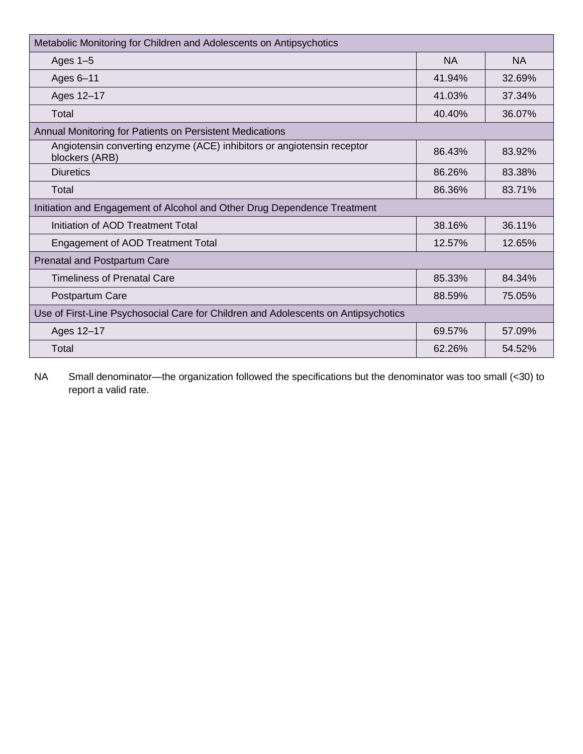| Measure | | |
|---|---|---|
| **Metabolic Monitoring for Children and Adolescents on Antipsychotics** | | |
| Ages 1–5 | NA | NA |
| Ages 6–11 | 41.94% | 32.69% |
| Ages 12–17 | 41.03% | 37.34% |
| Total | 40.40% | 36.07% |
| **Annual Monitoring for Patients on Persistent Medications** | | |
| Angiotensin converting enzyme (ACE) inhibitors or angiotensin receptor blockers (ARB) | 86.43% | 83.92% |
| Diuretics | 86.26% | 83.38% |
| Total | 86.36% | 83.71% |
| **Initiation and Engagement of Alcohol and Other Drug Dependence Treatment** | | |
| Initiation of AOD Treatment Total | 38.16% | 36.11% |
| Engagement of AOD Treatment Total | 12.57% | 12.65% |
| **Prenatal and Postpartum Care** | | |
| Timeliness of Prenatal Care | 85.33% | 84.34% |
| Postpartum Care | 88.59% | 75.05% |
| **Use of First-Line Psychosocial Care for Children and Adolescents on Antipsychotics** | | |
| Ages 12–17 | 69.57% | 57.09% |
| Total | 62.26% | 54.52% |

NA Small denominator—the organization followed the specifications but the denominator was too small (<30) to report a valid rate.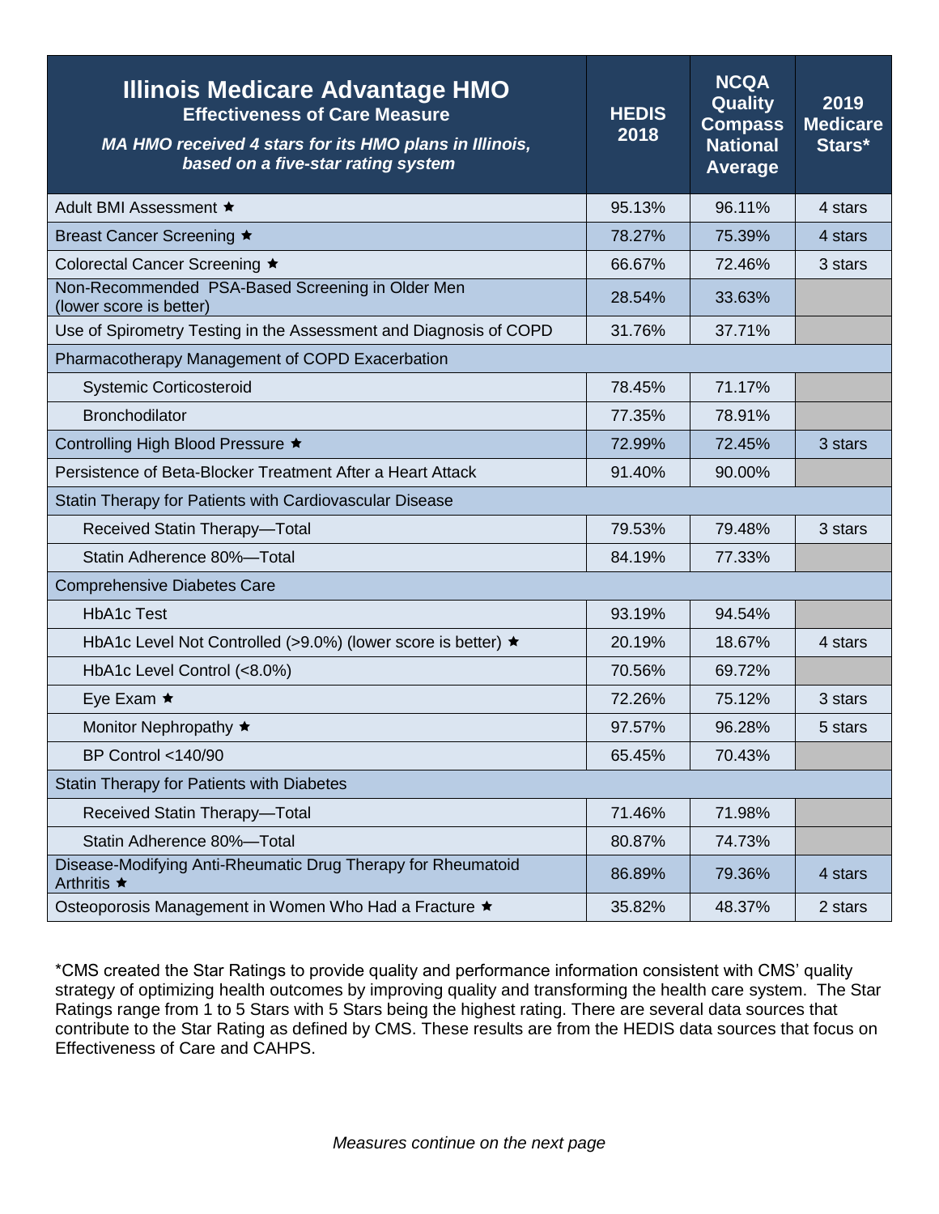| **Illinois Medicare Advantage HMO**<br>**Effectiveness of Care Measure**<br>***MA HMO received 4 stars for its HMO plans in Illinois, based on a five-star rating system*** | **HEDIS 2018** | **NCQA Quality Compass National Average** | **2019 Medicare Stars*** |
|---|---|---|---|
| Adult BMI Assessment ★ | 95.13% | 96.11% | 4 stars |
| Breast Cancer Screening ★ | 78.27% | 75.39% | 4 stars |
| Colorectal Cancer Screening ★ | 66.67% | 72.46% | 3 stars |
| Non-Recommended PSA-Based Screening in Older Men (lower score is better) | 28.54% | 33.63% | |
| Use of Spirometry Testing in the Assessment and Diagnosis of COPD | 31.76% | 37.71% | |
| Pharmacotherapy Management of COPD Exacerbation | | | |
| Systemic Corticosteroid | 78.45% | 71.17% | |
| Bronchodilator | 77.35% | 78.91% | |
| Controlling High Blood Pressure ★ | 72.99% | 72.45% | 3 stars |
| Persistence of Beta-Blocker Treatment After a Heart Attack | 91.40% | 90.00% | |
| Statin Therapy for Patients with Cardiovascular Disease | | | |
| Received Statin Therapy—Total | 79.53% | 79.48% | 3 stars |
| Statin Adherence 80%—Total | 84.19% | 77.33% | |
| Comprehensive Diabetes Care | | | |
| HbA1c Test | 93.19% | 94.54% | |
| HbA1c Level Not Controlled (>9.0%) (lower score is better) ★ | 20.19% | 18.67% | 4 stars |
| HbA1c Level Control (<8.0%) | 70.56% | 69.72% | |
| Eye Exam ★ | 72.26% | 75.12% | 3 stars |
| Monitor Nephropathy ★ | 97.57% | 96.28% | 5 stars |
| BP Control <140/90 | 65.45% | 70.43% | |
| Statin Therapy for Patients with Diabetes | | | |
| Received Statin Therapy—Total | 71.46% | 71.98% | |
| Statin Adherence 80%—Total | 80.87% | 74.73% | |
| Disease-Modifying Anti-Rheumatic Drug Therapy for Rheumatoid Arthritis ★ | 86.89% | 79.36% | 4 stars |
| Osteoporosis Management in Women Who Had a Fracture ★ | 35.82% | 48.37% | 2 stars |

*CMS created the Star Ratings to provide quality and performance information consistent with CMS' quality strategy of optimizing health outcomes by improving quality and transforming the health care system. The Star Ratings range from 1 to 5 Stars with 5 Stars being the highest rating. There are several data sources that contribute to the Star Rating as defined by CMS. These results are from the HEDIS data sources that focus on Effectiveness of Care and CAHPS.

*Measures continue on the next page*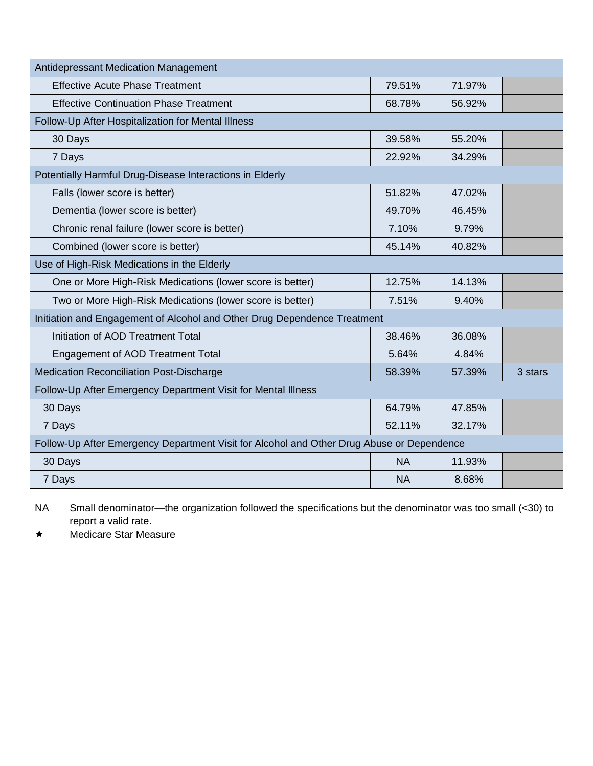| | | | |
|---|---|---|---|
| Antidepressant Medication Management | | | |
| Effective Acute Phase Treatment | 79.51% | 71.97% | |
| Effective Continuation Phase Treatment | 68.78% | 56.92% | |
| Follow-Up After Hospitalization for Mental Illness | | | |
| 30 Days | 39.58% | 55.20% | |
| 7 Days | 22.92% | 34.29% | |
| Potentially Harmful Drug-Disease Interactions in Elderly | | | |
| Falls (lower score is better) | 51.82% | 47.02% | |
| Dementia (lower score is better) | 49.70% | 46.45% | |
| Chronic renal failure (lower score is better) | 7.10% | 9.79% | |
| Combined (lower score is better) | 45.14% | 40.82% | |
| Use of High-Risk Medications in the Elderly | | | |
| One or More High-Risk Medications (lower score is better) | 12.75% | 14.13% | |
| Two or More High-Risk Medications (lower score is better) | 7.51% | 9.40% | |
| Initiation and Engagement of Alcohol and Other Drug Dependence Treatment | | | |
| Initiation of AOD Treatment Total | 38.46% | 36.08% | |
| Engagement of AOD Treatment Total | 5.64% | 4.84% | |
| Medication Reconciliation Post-Discharge | 58.39% | 57.39% | 3 stars |
| Follow-Up After Emergency Department Visit for Mental Illness | | | |
| 30 Days | 64.79% | 47.85% | |
| 7 Days | 52.11% | 32.17% | |
| Follow-Up After Emergency Department Visit for Alcohol and Other Drug Abuse or Dependence | | | |
| 30 Days | NA | 11.93% | |
| 7 Days | NA | 8.68% | |

NA Small denominator—the organization followed the specifications but the denominator was too small (<30) to report a valid rate.

★ Medicare Star Measure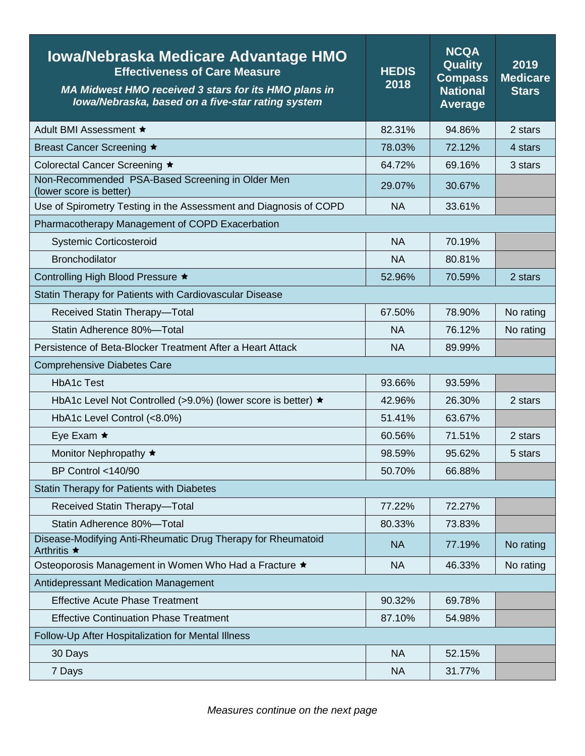| **Iowa/Nebraska Medicare Advantage HMO**<br>**Effectiveness of Care Measure**<br>***MA Midwest HMO received 3 stars for its HMO plans in Iowa/Nebraska, based on a five-star rating system*** | **HEDIS 2018** | **NCQA Quality Compass National Average** | **2019 Medicare Stars** |
|---|---|---|---|
| Adult BMI Assessment ★ | 82.31% | 94.86% | 2 stars |
| Breast Cancer Screening ★ | 78.03% | 72.12% | 4 stars |
| Colorectal Cancer Screening ★ | 64.72% | 69.16% | 3 stars |
| Non-Recommended PSA-Based Screening in Older Men (lower score is better) | 29.07% | 30.67% | |
| Use of Spirometry Testing in the Assessment and Diagnosis of COPD | NA | 33.61% | |
| Pharmacotherapy Management of COPD Exacerbation | | | |
| Systemic Corticosteroid | NA | 70.19% | |
| Bronchodilator | NA | 80.81% | |
| Controlling High Blood Pressure ★ | 52.96% | 70.59% | 2 stars |
| Statin Therapy for Patients with Cardiovascular Disease | | | |
| Received Statin Therapy—Total | 67.50% | 78.90% | No rating |
| Statin Adherence 80%—Total | NA | 76.12% | No rating |
| Persistence of Beta-Blocker Treatment After a Heart Attack | NA | 89.99% | |
| Comprehensive Diabetes Care | | | |
| HbA1c Test | 93.66% | 93.59% | |
| HbA1c Level Not Controlled (>9.0%) (lower score is better) ★ | 42.96% | 26.30% | 2 stars |
| HbA1c Level Control (<8.0%) | 51.41% | 63.67% | |
| Eye Exam ★ | 60.56% | 71.51% | 2 stars |
| Monitor Nephropathy ★ | 98.59% | 95.62% | 5 stars |
| BP Control <140/90 | 50.70% | 66.88% | |
| Statin Therapy for Patients with Diabetes | | | |
| Received Statin Therapy—Total | 77.22% | 72.27% | |
| Statin Adherence 80%—Total | 80.33% | 73.83% | |
| Disease-Modifying Anti-Rheumatic Drug Therapy for Rheumatoid Arthritis ★ | NA | 77.19% | No rating |
| Osteoporosis Management in Women Who Had a Fracture ★ | NA | 46.33% | No rating |
| Antidepressant Medication Management | | | |
| Effective Acute Phase Treatment | 90.32% | 69.78% | |
| Effective Continuation Phase Treatment | 87.10% | 54.98% | |
| Follow-Up After Hospitalization for Mental Illness | | | |
| 30 Days | NA | 52.15% | |
| 7 Days | NA | 31.77% | |

*Measures continue on the next page*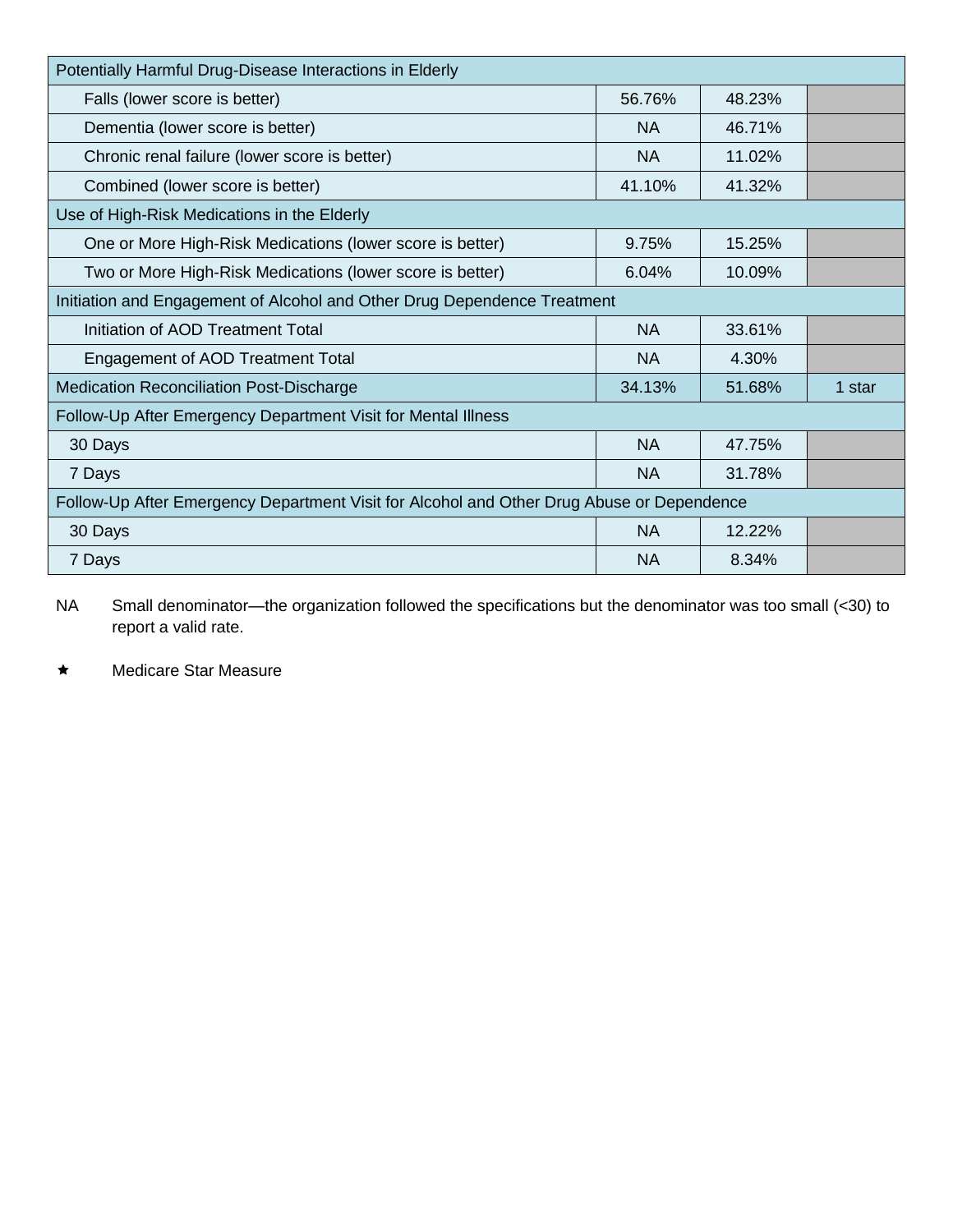| Potentially Harmful Drug-Disease Interactions in Elderly | | | |
|---|---|---|---|
| Falls (lower score is better) | 56.76% | 48.23% | |
| Dementia (lower score is better) | NA | 46.71% | |
| Chronic renal failure (lower score is better) | NA | 11.02% | |
| Combined (lower score is better) | 41.10% | 41.32% | |
| Use of High-Risk Medications in the Elderly | | | |
| One or More High-Risk Medications (lower score is better) | 9.75% | 15.25% | |
| Two or More High-Risk Medications (lower score is better) | 6.04% | 10.09% | |
| Initiation and Engagement of Alcohol and Other Drug Dependence Treatment | | | |
| Initiation of AOD Treatment Total | NA | 33.61% | |
| Engagement of AOD Treatment Total | NA | 4.30% | |
| Medication Reconciliation Post-Discharge | 34.13% | 51.68% | 1 star |
| Follow-Up After Emergency Department Visit for Mental Illness | | | |
| 30 Days | NA | 47.75% | |
| 7 Days | NA | 31.78% | |
| Follow-Up After Emergency Department Visit for Alcohol and Other Drug Abuse or Dependence | | | |
| 30 Days | NA | 12.22% | |
| 7 Days | NA | 8.34% | |

NA Small denominator—the organization followed the specifications but the denominator was too small (<30) to report a valid rate.

★ Medicare Star Measure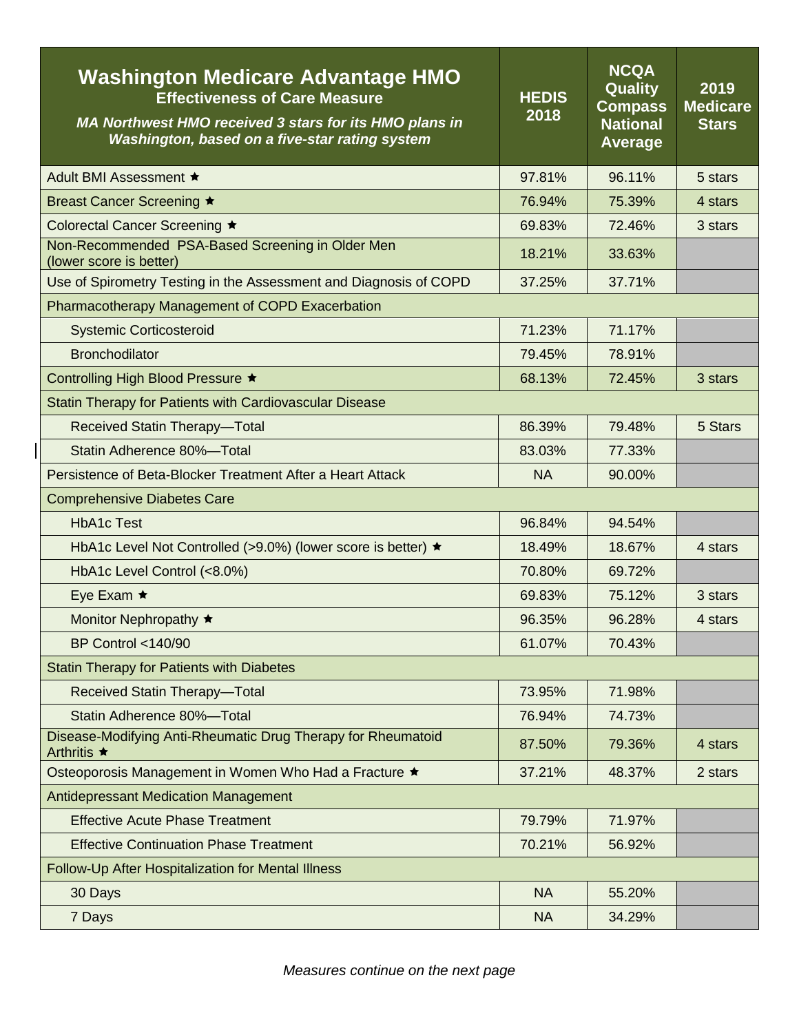| **Washington Medicare Advantage HMO** **Effectiveness of Care Measure** *MA Northwest HMO received 3 stars for its HMO plans in Washington, based on a five-star rating system* | **HEDIS 2018** | **NCQA Quality Compass National Average** | **2019 Medicare Stars** |
|---|---|---|---|
| Adult BMI Assessment ★ | 97.81% | 96.11% | 5 stars |
| Breast Cancer Screening ★ | 76.94% | 75.39% | 4 stars |
| Colorectal Cancer Screening ★ | 69.83% | 72.46% | 3 stars |
| Non-Recommended PSA-Based Screening in Older Men (lower score is better) | 18.21% | 33.63% | |
| Use of Spirometry Testing in the Assessment and Diagnosis of COPD | 37.25% | 37.71% | |
| Pharmacotherapy Management of COPD Exacerbation | | | |
| Systemic Corticosteroid | 71.23% | 71.17% | |
| Bronchodilator | 79.45% | 78.91% | |
| Controlling High Blood Pressure ★ | 68.13% | 72.45% | 3 stars |
| Statin Therapy for Patients with Cardiovascular Disease | | | |
| Received Statin Therapy—Total | 86.39% | 79.48% | 5 Stars |
| Statin Adherence 80%—Total | 83.03% | 77.33% | |
| Persistence of Beta-Blocker Treatment After a Heart Attack | NA | 90.00% | |
| Comprehensive Diabetes Care | | | |
| HbA1c Test | 96.84% | 94.54% | |
| HbA1c Level Not Controlled (>9.0%) (lower score is better) ★ | 18.49% | 18.67% | 4 stars |
| HbA1c Level Control (<8.0%) | 70.80% | 69.72% | |
| Eye Exam ★ | 69.83% | 75.12% | 3 stars |
| Monitor Nephropathy ★ | 96.35% | 96.28% | 4 stars |
| BP Control <140/90 | 61.07% | 70.43% | |
| Statin Therapy for Patients with Diabetes | | | |
| Received Statin Therapy—Total | 73.95% | 71.98% | |
| Statin Adherence 80%—Total | 76.94% | 74.73% | |
| Disease-Modifying Anti-Rheumatic Drug Therapy for Rheumatoid Arthritis ★ | 87.50% | 79.36% | 4 stars |
| Osteoporosis Management in Women Who Had a Fracture ★ | 37.21% | 48.37% | 2 stars |
| Antidepressant Medication Management | | | |
| Effective Acute Phase Treatment | 79.79% | 71.97% | |
| Effective Continuation Phase Treatment | 70.21% | 56.92% | |
| Follow-Up After Hospitalization for Mental Illness | | | |
| 30 Days | NA | 55.20% | |
| 7 Days | NA | 34.29% | |

*Measures continue on the next page*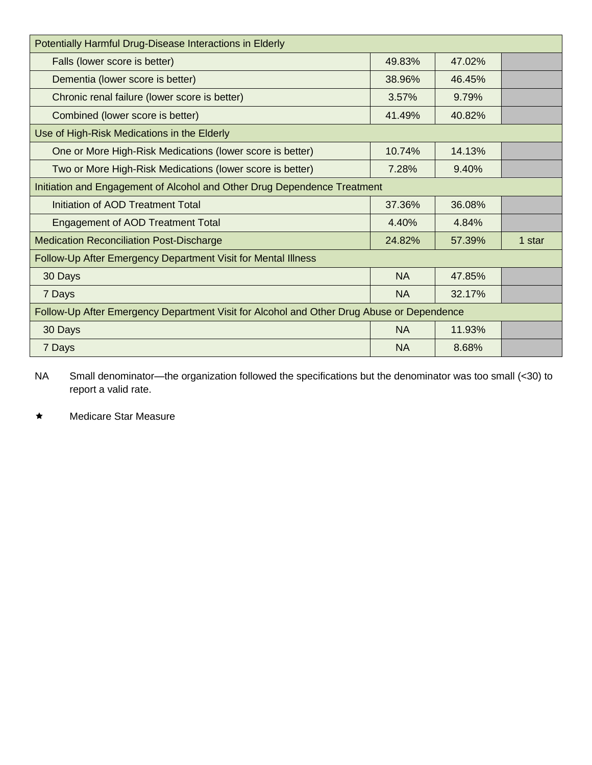| Potentially Harmful Drug-Disease Interactions in Elderly | | | |
|---|---|---|---|
| Falls (lower score is better) | 49.83% | 47.02% | |
| Dementia (lower score is better) | 38.96% | 46.45% | |
| Chronic renal failure (lower score is better) | 3.57% | 9.79% | |
| Combined (lower score is better) | 41.49% | 40.82% | |
| Use of High-Risk Medications in the Elderly | | | |
| One or More High-Risk Medications (lower score is better) | 10.74% | 14.13% | |
| Two or More High-Risk Medications (lower score is better) | 7.28% | 9.40% | |
| Initiation and Engagement of Alcohol and Other Drug Dependence Treatment | | | |
| Initiation of AOD Treatment Total | 37.36% | 36.08% | |
| Engagement of AOD Treatment Total | 4.40% | 4.84% | |
| Medication Reconciliation Post-Discharge | 24.82% | 57.39% | 1 star |
| Follow-Up After Emergency Department Visit for Mental Illness | | | |
| 30 Days | NA | 47.85% | |
| 7 Days | NA | 32.17% | |
| Follow-Up After Emergency Department Visit for Alcohol and Other Drug Abuse or Dependence | | | |
| 30 Days | NA | 11.93% | |
| 7 Days | NA | 8.68% | |

NA Small denominator—the organization followed the specifications but the denominator was too small (<30) to report a valid rate.

★ Medicare Star Measure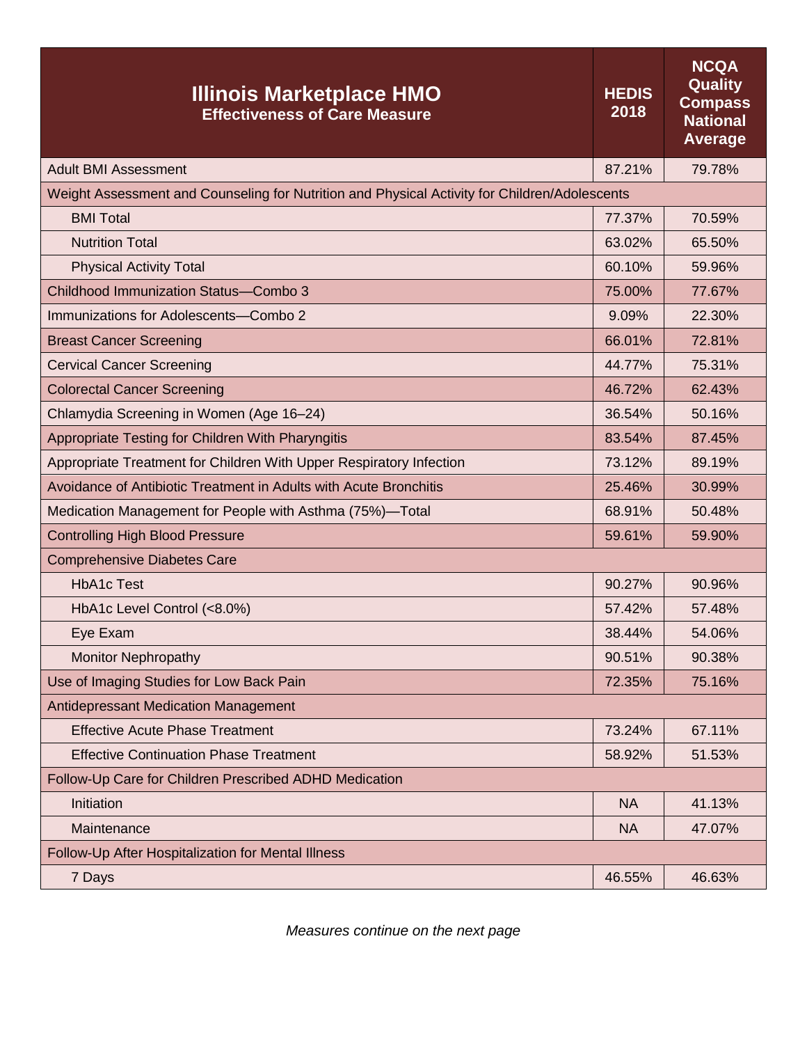| Illinois Marketplace HMO<br>Effectiveness of Care Measure | HEDIS 2018 | NCQA Quality Compass National Average |
|---|---|---|
| Adult BMI Assessment | 87.21% | 79.78% |
| Weight Assessment and Counseling for Nutrition and Physical Activity for Children/Adolescents | | |
| BMI Total | 77.37% | 70.59% |
| Nutrition Total | 63.02% | 65.50% |
| Physical Activity Total | 60.10% | 59.96% |
| Childhood Immunization Status—Combo 3 | 75.00% | 77.67% |
| Immunizations for Adolescents—Combo 2 | 9.09% | 22.30% |
| Breast Cancer Screening | 66.01% | 72.81% |
| Cervical Cancer Screening | 44.77% | 75.31% |
| Colorectal Cancer Screening | 46.72% | 62.43% |
| Chlamydia Screening in Women (Age 16–24) | 36.54% | 50.16% |
| Appropriate Testing for Children With Pharyngitis | 83.54% | 87.45% |
| Appropriate Treatment for Children With Upper Respiratory Infection | 73.12% | 89.19% |
| Avoidance of Antibiotic Treatment in Adults with Acute Bronchitis | 25.46% | 30.99% |
| Medication Management for People with Asthma (75%)—Total | 68.91% | 50.48% |
| Controlling High Blood Pressure | 59.61% | 59.90% |
| Comprehensive Diabetes Care | | |
| HbA1c Test | 90.27% | 90.96% |
| HbA1c Level Control (<8.0%) | 57.42% | 57.48% |
| Eye Exam | 38.44% | 54.06% |
| Monitor Nephropathy | 90.51% | 90.38% |
| Use of Imaging Studies for Low Back Pain | 72.35% | 75.16% |
| Antidepressant Medication Management | | |
| Effective Acute Phase Treatment | 73.24% | 67.11% |
| Effective Continuation Phase Treatment | 58.92% | 51.53% |
| Follow-Up Care for Children Prescribed ADHD Medication | | |
| Initiation | NA | 41.13% |
| Maintenance | NA | 47.07% |
| Follow-Up After Hospitalization for Mental Illness | | |
| 7 Days | 46.55% | 46.63% |

*Measures continue on the next page*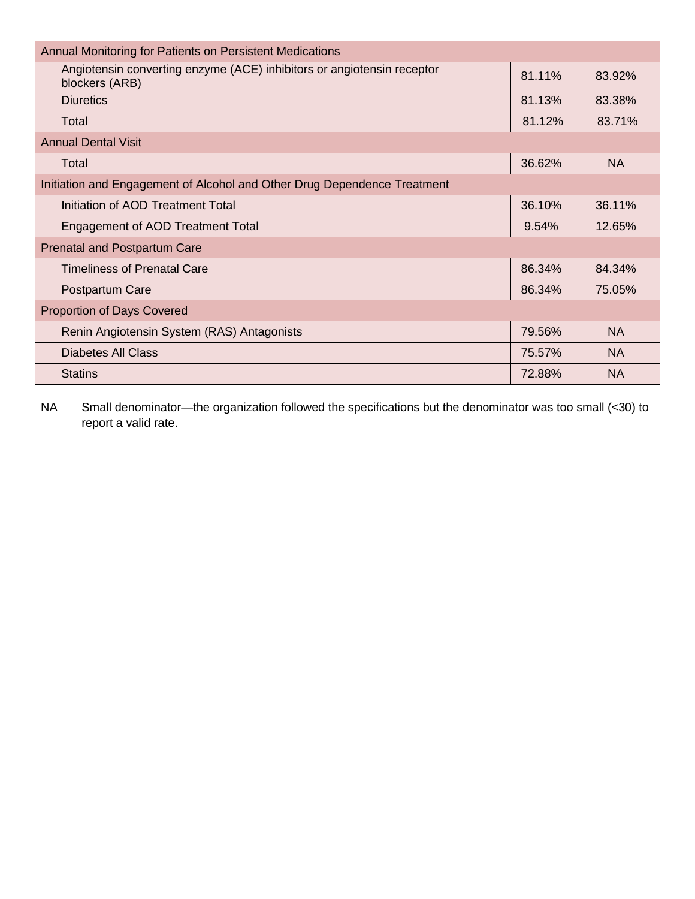| Measure | | |
|---|---|---|
| Annual Monitoring for Patients on Persistent Medications | | |
| Angiotensin converting enzyme (ACE) inhibitors or angiotensin receptor blockers (ARB) | 81.11% | 83.92% |
| Diuretics | 81.13% | 83.38% |
| Total | 81.12% | 83.71% |
| Annual Dental Visit | | |
| Total | 36.62% | NA |
| Initiation and Engagement of Alcohol and Other Drug Dependence Treatment | | |
| Initiation of AOD Treatment Total | 36.10% | 36.11% |
| Engagement of AOD Treatment Total | 9.54% | 12.65% |
| Prenatal and Postpartum Care | | |
| Timeliness of Prenatal Care | 86.34% | 84.34% |
| Postpartum Care | 86.34% | 75.05% |
| Proportion of Days Covered | | |
| Renin Angiotensin System (RAS) Antagonists | 79.56% | NA |
| Diabetes All Class | 75.57% | NA |
| Statins | 72.88% | NA |

NA Small denominator—the organization followed the specifications but the denominator was too small (<30) to report a valid rate.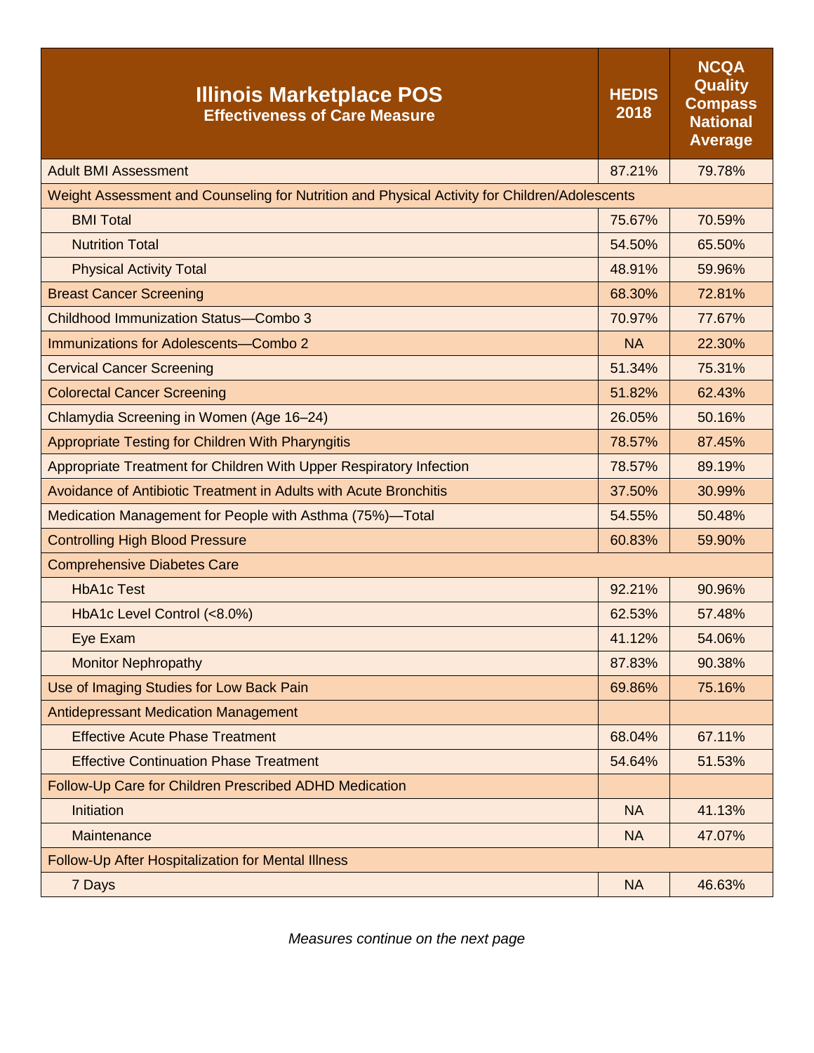| **Illinois Marketplace POS**<br>**Effectiveness of Care Measure** | **HEDIS 2018** | **NCQA Quality Compass National Average** |
|---|---|---|
| Adult BMI Assessment | 87.21% | 79.78% |
| Weight Assessment and Counseling for Nutrition and Physical Activity for Children/Adolescents | | |
| BMI Total | 75.67% | 70.59% |
| Nutrition Total | 54.50% | 65.50% |
| Physical Activity Total | 48.91% | 59.96% |
| Breast Cancer Screening | 68.30% | 72.81% |
| Childhood Immunization Status—Combo 3 | 70.97% | 77.67% |
| Immunizations for Adolescents—Combo 2 | NA | 22.30% |
| Cervical Cancer Screening | 51.34% | 75.31% |
| Colorectal Cancer Screening | 51.82% | 62.43% |
| Chlamydia Screening in Women (Age 16–24) | 26.05% | 50.16% |
| Appropriate Testing for Children With Pharyngitis | 78.57% | 87.45% |
| Appropriate Treatment for Children With Upper Respiratory Infection | 78.57% | 89.19% |
| Avoidance of Antibiotic Treatment in Adults with Acute Bronchitis | 37.50% | 30.99% |
| Medication Management for People with Asthma (75%)—Total | 54.55% | 50.48% |
| Controlling High Blood Pressure | 60.83% | 59.90% |
| Comprehensive Diabetes Care | | |
| HbA1c Test | 92.21% | 90.96% |
| HbA1c Level Control (<8.0%) | 62.53% | 57.48% |
| Eye Exam | 41.12% | 54.06% |
| Monitor Nephropathy | 87.83% | 90.38% |
| Use of Imaging Studies for Low Back Pain | 69.86% | 75.16% |
| Antidepressant Medication Management | | |
| Effective Acute Phase Treatment | 68.04% | 67.11% |
| Effective Continuation Phase Treatment | 54.64% | 51.53% |
| Follow-Up Care for Children Prescribed ADHD Medication | | |
| Initiation | NA | 41.13% |
| Maintenance | NA | 47.07% |
| Follow-Up After Hospitalization for Mental Illness | | |
| 7 Days | NA | 46.63% |

*Measures continue on the next page*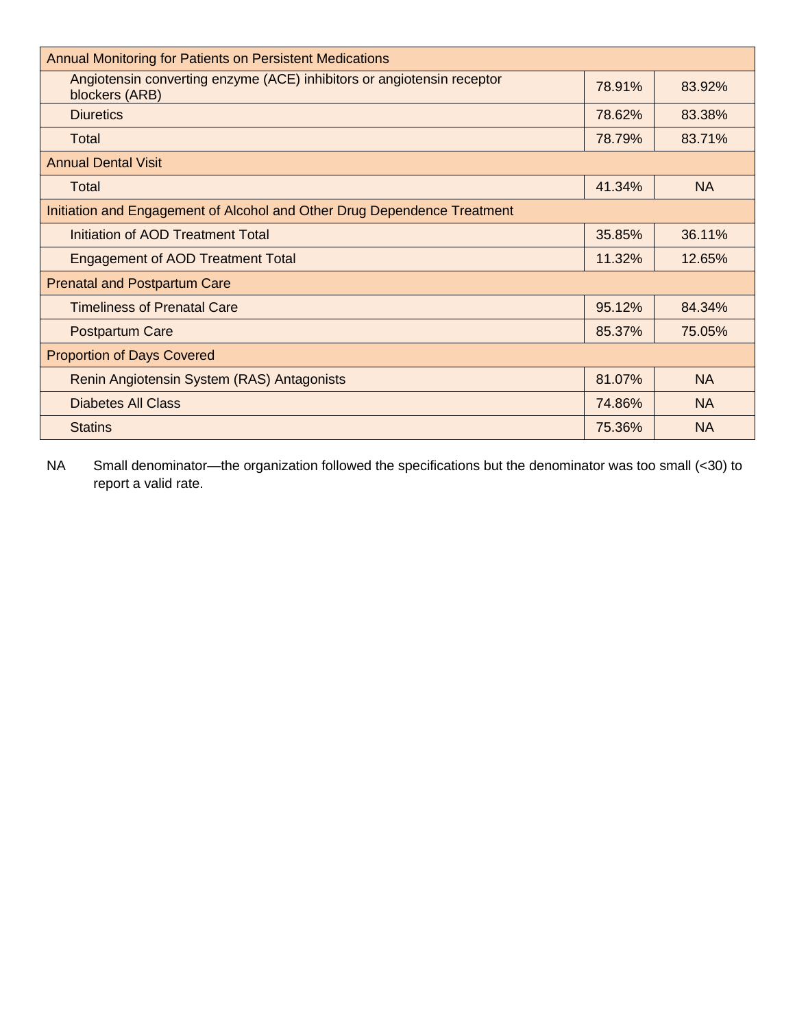| | | |
|---|---|---|
| Annual Monitoring for Patients on Persistent Medications | | |
| Angiotensin converting enzyme (ACE) inhibitors or angiotensin receptor blockers (ARB) | 78.91% | 83.92% |
| Diuretics | 78.62% | 83.38% |
| Total | 78.79% | 83.71% |
| Annual Dental Visit | | |
| Total | 41.34% | NA |
| Initiation and Engagement of Alcohol and Other Drug Dependence Treatment | | |
| Initiation of AOD Treatment Total | 35.85% | 36.11% |
| Engagement of AOD Treatment Total | 11.32% | 12.65% |
| Prenatal and Postpartum Care | | |
| Timeliness of Prenatal Care | 95.12% | 84.34% |
| Postpartum Care | 85.37% | 75.05% |
| Proportion of Days Covered | | |
| Renin Angiotensin System (RAS) Antagonists | 81.07% | NA |
| Diabetes All Class | 74.86% | NA |
| Statins | 75.36% | NA |

NA Small denominator—the organization followed the specifications but the denominator was too small (<30) to report a valid rate.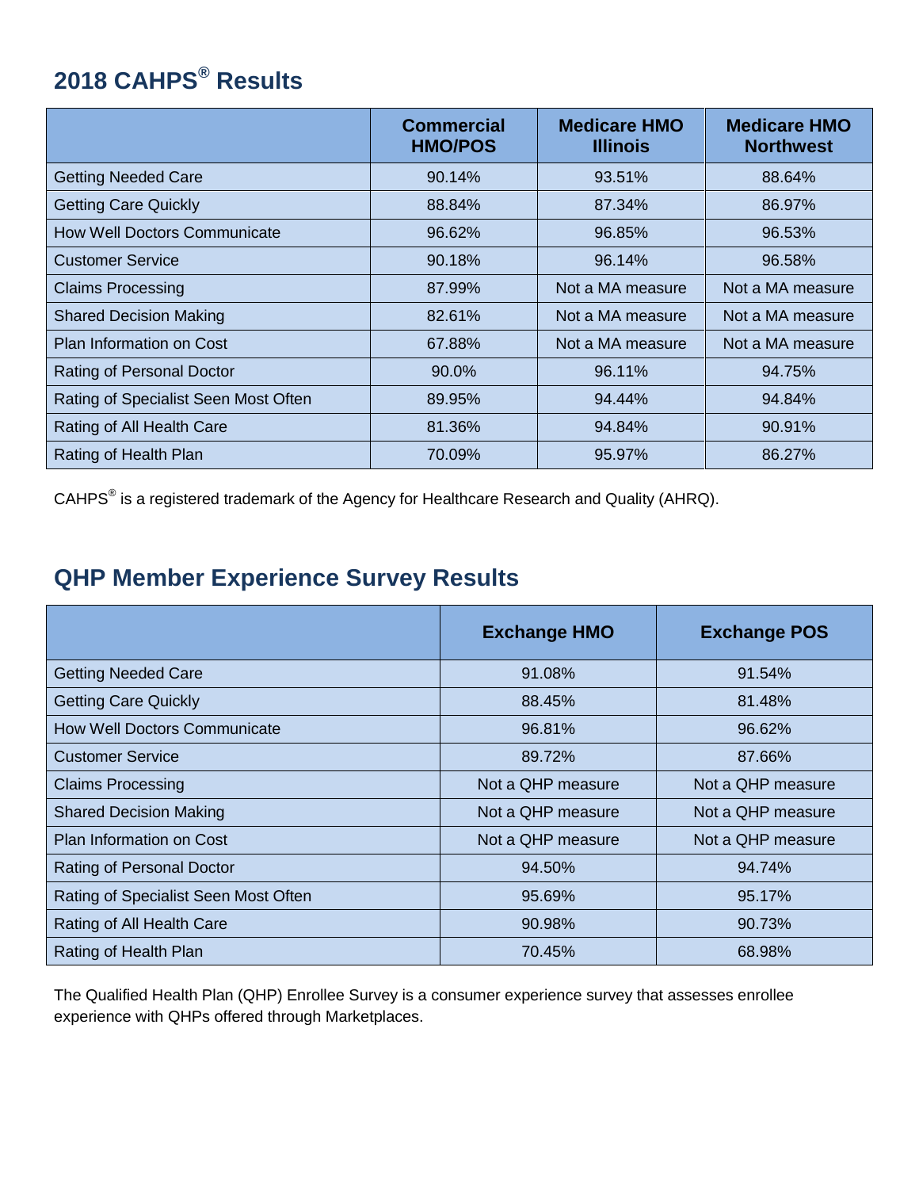## 2018 CAHPS® Results

| | Commercial HMO/POS | Medicare HMO Illinois | Medicare HMO Northwest |
|---|---|---|---|
| Getting Needed Care | 90.14% | 93.51% | 88.64% |
| Getting Care Quickly | 88.84% | 87.34% | 86.97% |
| How Well Doctors Communicate | 96.62% | 96.85% | 96.53% |
| Customer Service | 90.18% | 96.14% | 96.58% |
| Claims Processing | 87.99% | Not a MA measure | Not a MA measure |
| Shared Decision Making | 82.61% | Not a MA measure | Not a MA measure |
| Plan Information on Cost | 67.88% | Not a MA measure | Not a MA measure |
| Rating of Personal Doctor | 90.0% | 96.11% | 94.75% |
| Rating of Specialist Seen Most Often | 89.95% | 94.44% | 94.84% |
| Rating of All Health Care | 81.36% | 94.84% | 90.91% |
| Rating of Health Plan | 70.09% | 95.97% | 86.27% |

CAHPS® is a registered trademark of the Agency for Healthcare Research and Quality (AHRQ).

## QHP Member Experience Survey Results

| | Exchange HMO | Exchange POS |
|---|---|---|
| Getting Needed Care | 91.08% | 91.54% |
| Getting Care Quickly | 88.45% | 81.48% |
| How Well Doctors Communicate | 96.81% | 96.62% |
| Customer Service | 89.72% | 87.66% |
| Claims Processing | Not a QHP measure | Not a QHP measure |
| Shared Decision Making | Not a QHP measure | Not a QHP measure |
| Plan Information on Cost | Not a QHP measure | Not a QHP measure |
| Rating of Personal Doctor | 94.50% | 94.74% |
| Rating of Specialist Seen Most Often | 95.69% | 95.17% |
| Rating of All Health Care | 90.98% | 90.73% |
| Rating of Health Plan | 70.45% | 68.98% |

The Qualified Health Plan (QHP) Enrollee Survey is a consumer experience survey that assesses enrollee experience with QHPs offered through Marketplaces.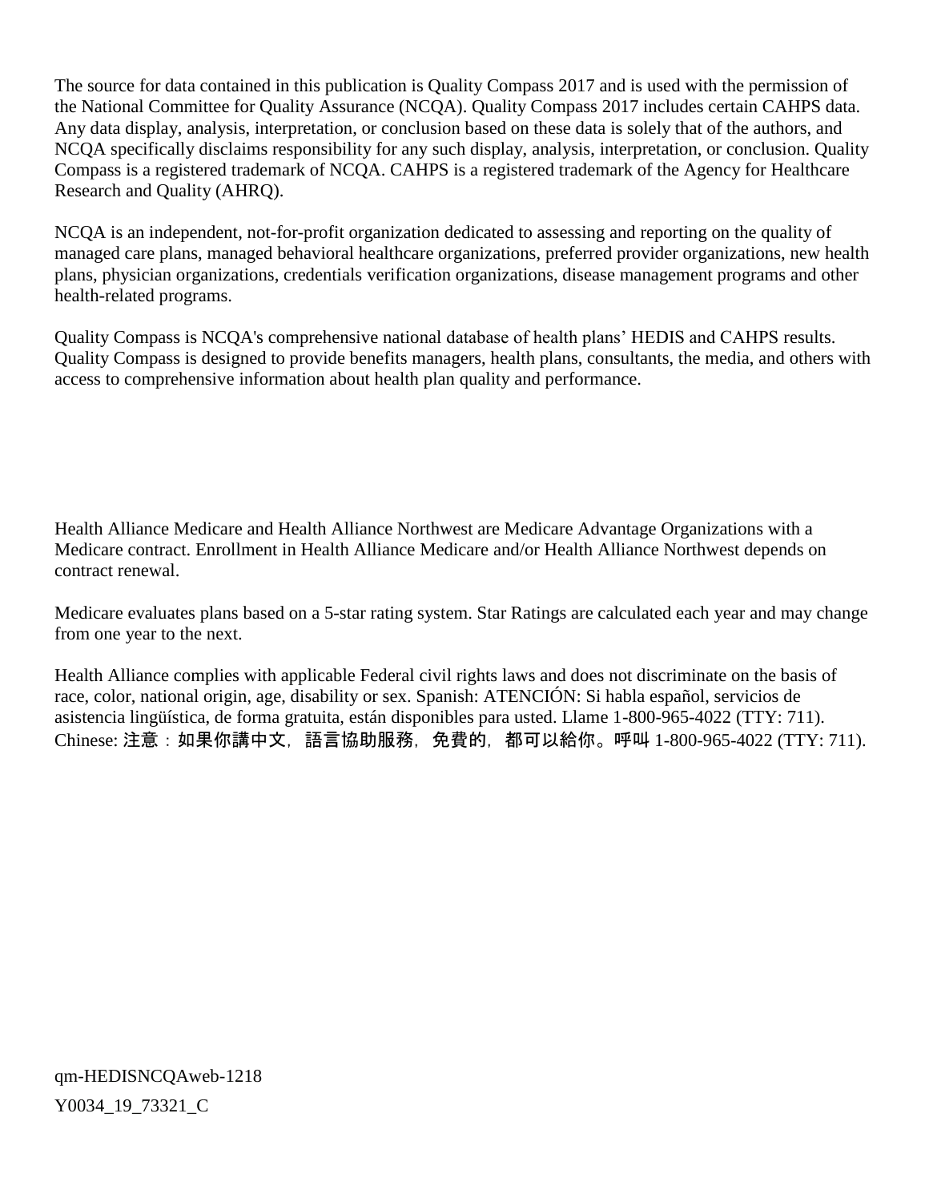The source for data contained in this publication is Quality Compass 2017 and is used with the permission of the National Committee for Quality Assurance (NCQA). Quality Compass 2017 includes certain CAHPS data. Any data display, analysis, interpretation, or conclusion based on these data is solely that of the authors, and NCQA specifically disclaims responsibility for any such display, analysis, interpretation, or conclusion. Quality Compass is a registered trademark of NCQA. CAHPS is a registered trademark of the Agency for Healthcare Research and Quality (AHRQ).

NCQA is an independent, not-for-profit organization dedicated to assessing and reporting on the quality of managed care plans, managed behavioral healthcare organizations, preferred provider organizations, new health plans, physician organizations, credentials verification organizations, disease management programs and other health-related programs.

Quality Compass is NCQA's comprehensive national database of health plans' HEDIS and CAHPS results. Quality Compass is designed to provide benefits managers, health plans, consultants, the media, and others with access to comprehensive information about health plan quality and performance.

Health Alliance Medicare and Health Alliance Northwest are Medicare Advantage Organizations with a Medicare contract. Enrollment in Health Alliance Medicare and/or Health Alliance Northwest depends on contract renewal.

Medicare evaluates plans based on a 5-star rating system. Star Ratings are calculated each year and may change from one year to the next.

Health Alliance complies with applicable Federal civil rights laws and does not discriminate on the basis of race, color, national origin, age, disability or sex. Spanish: ATENCIÓN: Si habla español, servicios de asistencia lingüística, de forma gratuita, están disponibles para usted. Llame 1-800-965-4022 (TTY: 711). Chinese: **注意：如果你講中文，語言協助服務，免費的，都可以給你。呼叫** 1-800-965-4022 (TTY: 711).

qm-HEDISNCQAweb-1218

Y0034_19_73321_C